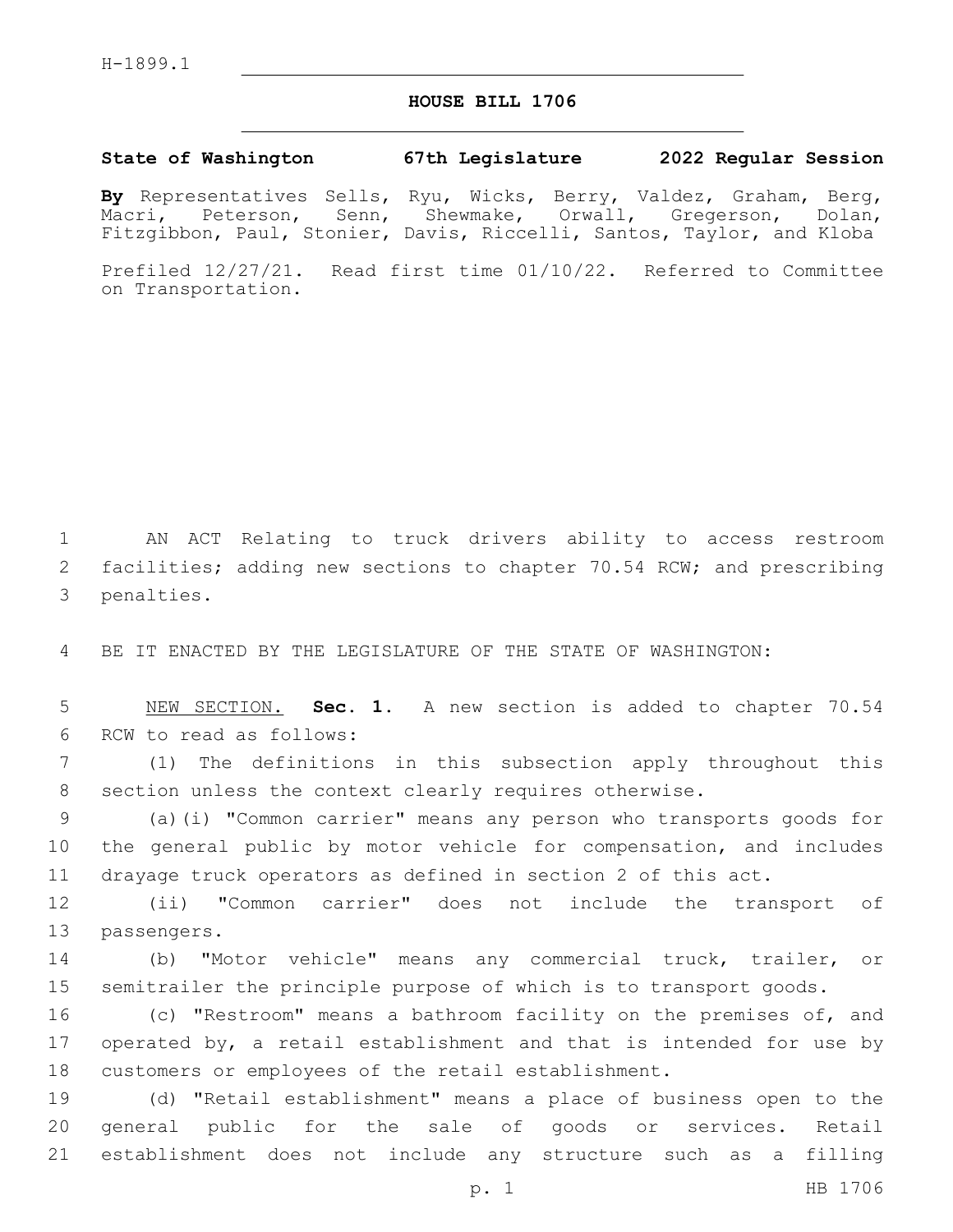H-1899.1

# HOUSE BILL 1706

**State of Washington 67th Legislature 2022 Regular Session**

**By** Representatives Sells, Ryu, Wicks, Berry, Valdez, Graham, Berg, Macri, Peterson, Senn, Shewmake, Orwall, Gregerson, Dolan, Fitzgibbon, Paul, Stonier, Davis, Riccelli, Santos, Taylor, and Kloba

Prefiled 12/27/21. Read first time 01/10/22. Referred to Committee on Transportation.

AN ACT Relating to truck drivers ability to access restroom facilities; adding new sections to chapter 70.54 RCW; and prescribing penalties.

BE IT ENACTED BY THE LEGISLATURE OF THE STATE OF WASHINGTON:

NEW SECTION. **Sec. 1.** A new section is added to chapter 70.54 RCW to read as follows:

(1) The definitions in this subsection apply throughout this section unless the context clearly requires otherwise.

(a)(i) "Common carrier" means any person who transports goods for the general public by motor vehicle for compensation, and includes drayage truck operators as defined in section 2 of this act.

(ii) "Common carrier" does not include the transport of passengers.

(b) "Motor vehicle" means any commercial truck, trailer, or semitrailer the principle purpose of which is to transport goods.

(c) "Restroom" means a bathroom facility on the premises of, and operated by, a retail establishment and that is intended for use by customers or employees of the retail establishment.

(d) "Retail establishment" means a place of business open to the general public for the sale of goods or services. Retail establishment does not include any structure such as a filling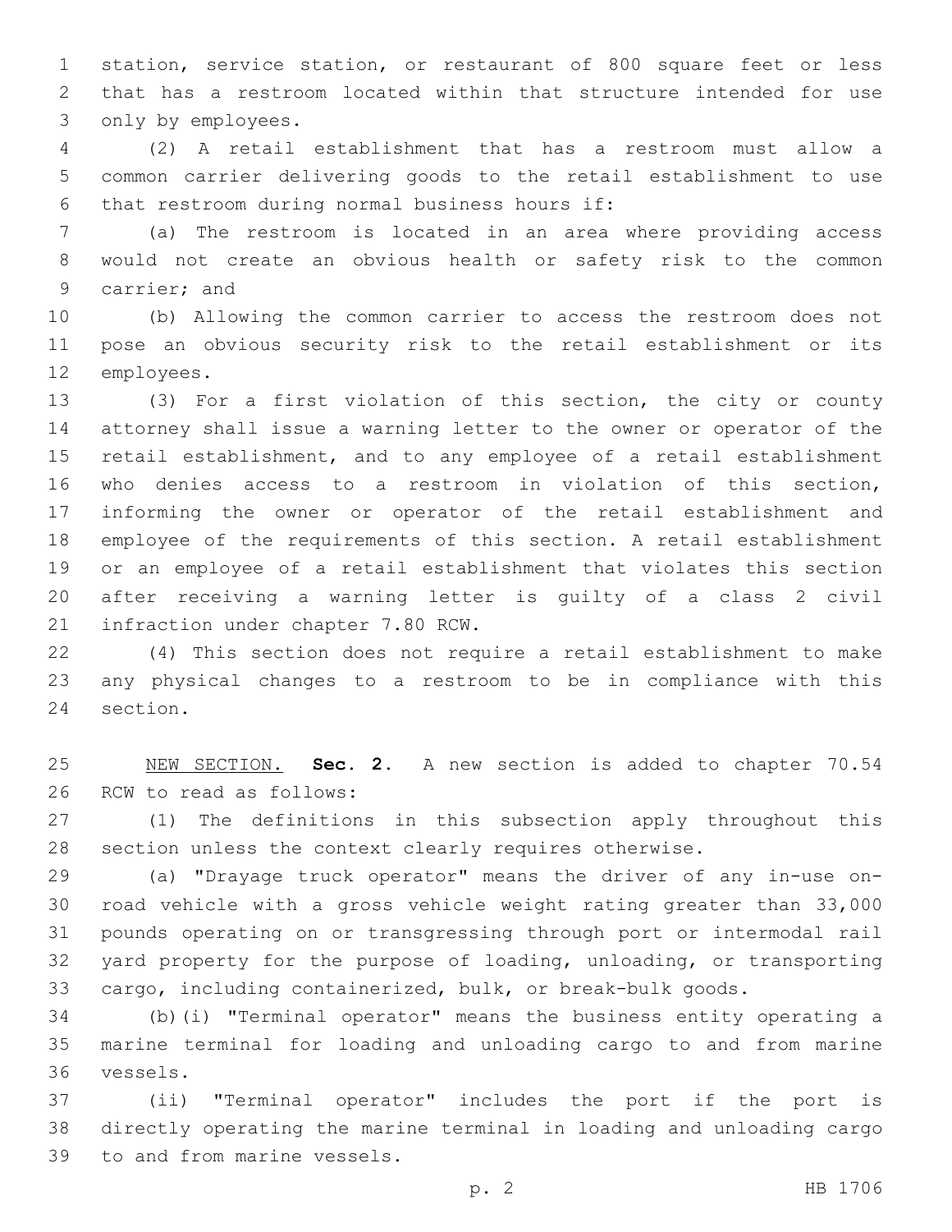station, service station, or restaurant of 800 square feet or less that has a restroom located within that structure intended for use only by employees.

(2) A retail establishment that has a restroom must allow a common carrier delivering goods to the retail establishment to use that restroom during normal business hours if:

(a) The restroom is located in an area where providing access would not create an obvious health or safety risk to the common carrier; and

(b) Allowing the common carrier to access the restroom does not pose an obvious security risk to the retail establishment or its employees.

(3) For a first violation of this section, the city or county attorney shall issue a warning letter to the owner or operator of the retail establishment, and to any employee of a retail establishment who denies access to a restroom in violation of this section, informing the owner or operator of the retail establishment and employee of the requirements of this section. A retail establishment or an employee of a retail establishment that violates this section after receiving a warning letter is guilty of a class 2 civil infraction under chapter 7.80 RCW.

(4) This section does not require a retail establishment to make any physical changes to a restroom to be in compliance with this section.

NEW SECTION. **Sec. 2.** A new section is added to chapter 70.54 RCW to read as follows:

(1) The definitions in this subsection apply throughout this section unless the context clearly requires otherwise.

(a) "Drayage truck operator" means the driver of any in-use on-road vehicle with a gross vehicle weight rating greater than 33,000 pounds operating on or transgressing through port or intermodal rail yard property for the purpose of loading, unloading, or transporting cargo, including containerized, bulk, or break-bulk goods.

(b)(i) "Terminal operator" means the business entity operating a marine terminal for loading and unloading cargo to and from marine vessels.

(ii) "Terminal operator" includes the port if the port is directly operating the marine terminal in loading and unloading cargo to and from marine vessels.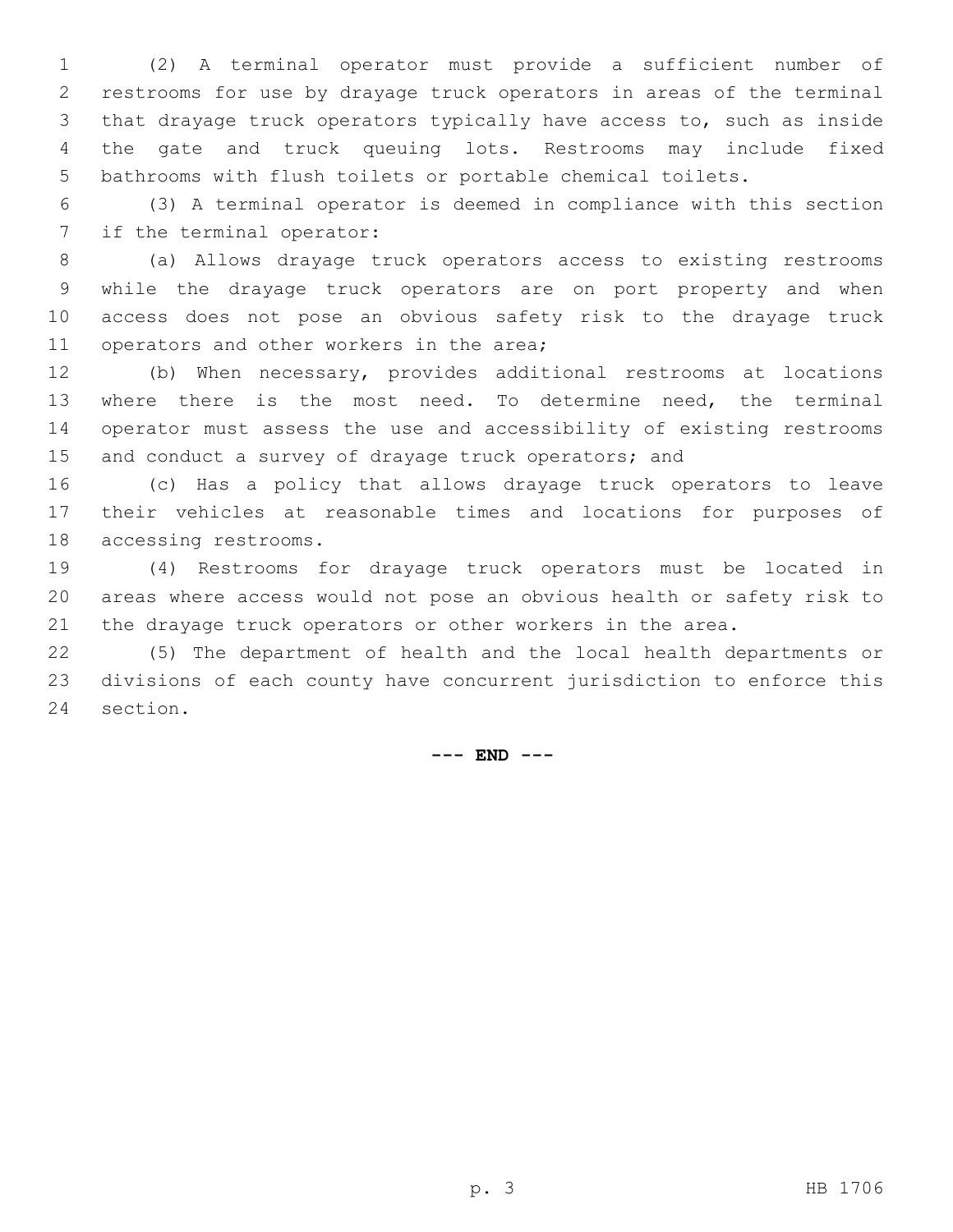(2) A terminal operator must provide a sufficient number of restrooms for use by drayage truck operators in areas of the terminal that drayage truck operators typically have access to, such as inside the gate and truck queuing lots. Restrooms may include fixed bathrooms with flush toilets or portable chemical toilets.

(3) A terminal operator is deemed in compliance with this section if the terminal operator:

(a) Allows drayage truck operators access to existing restrooms while the drayage truck operators are on port property and when access does not pose an obvious safety risk to the drayage truck operators and other workers in the area;

(b) When necessary, provides additional restrooms at locations where there is the most need. To determine need, the terminal operator must assess the use and accessibility of existing restrooms and conduct a survey of drayage truck operators; and

(c) Has a policy that allows drayage truck operators to leave their vehicles at reasonable times and locations for purposes of accessing restrooms.

(4) Restrooms for drayage truck operators must be located in areas where access would not pose an obvious health or safety risk to the drayage truck operators or other workers in the area.

(5) The department of health and the local health departments or divisions of each county have concurrent jurisdiction to enforce this section.

**--- END ---**